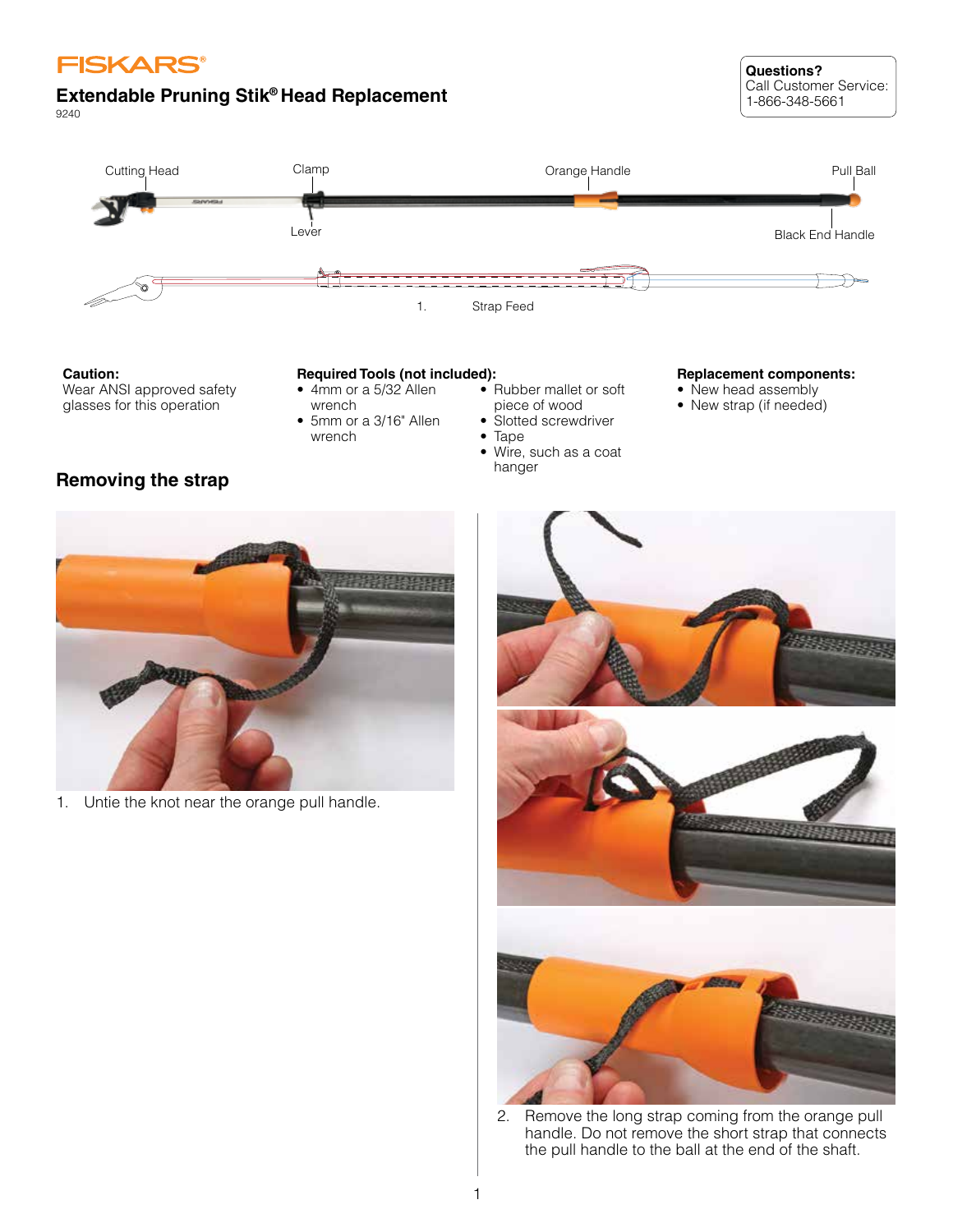FISKARS®

# Extendable Pruning Stik® Head Replacement

9240

**Questions?**
Call Customer Service:
1-866-348-5661

Cutting Head, Clamp, Lever, Orange Handle, Pull Ball, Black End Handle

1. Strap Feed

**Caution:**
Wear ANSI approved safety glasses for this operation

**Required Tools (not included):**
- 4mm or a 5/32 Allen wrench
- 5mm or a 3/16" Allen wrench
- Rubber mallet or soft piece of wood
- Slotted screwdriver
- Tape
- Wire, such as a coat hanger

**Replacement components:**
- New head assembly
- New strap (if needed)

## Removing the strap

1. Untie the knot near the orange pull handle.
2. Remove the long strap coming from the orange pull handle. Do not remove the short strap that connects the pull handle to the ball at the end of the shaft.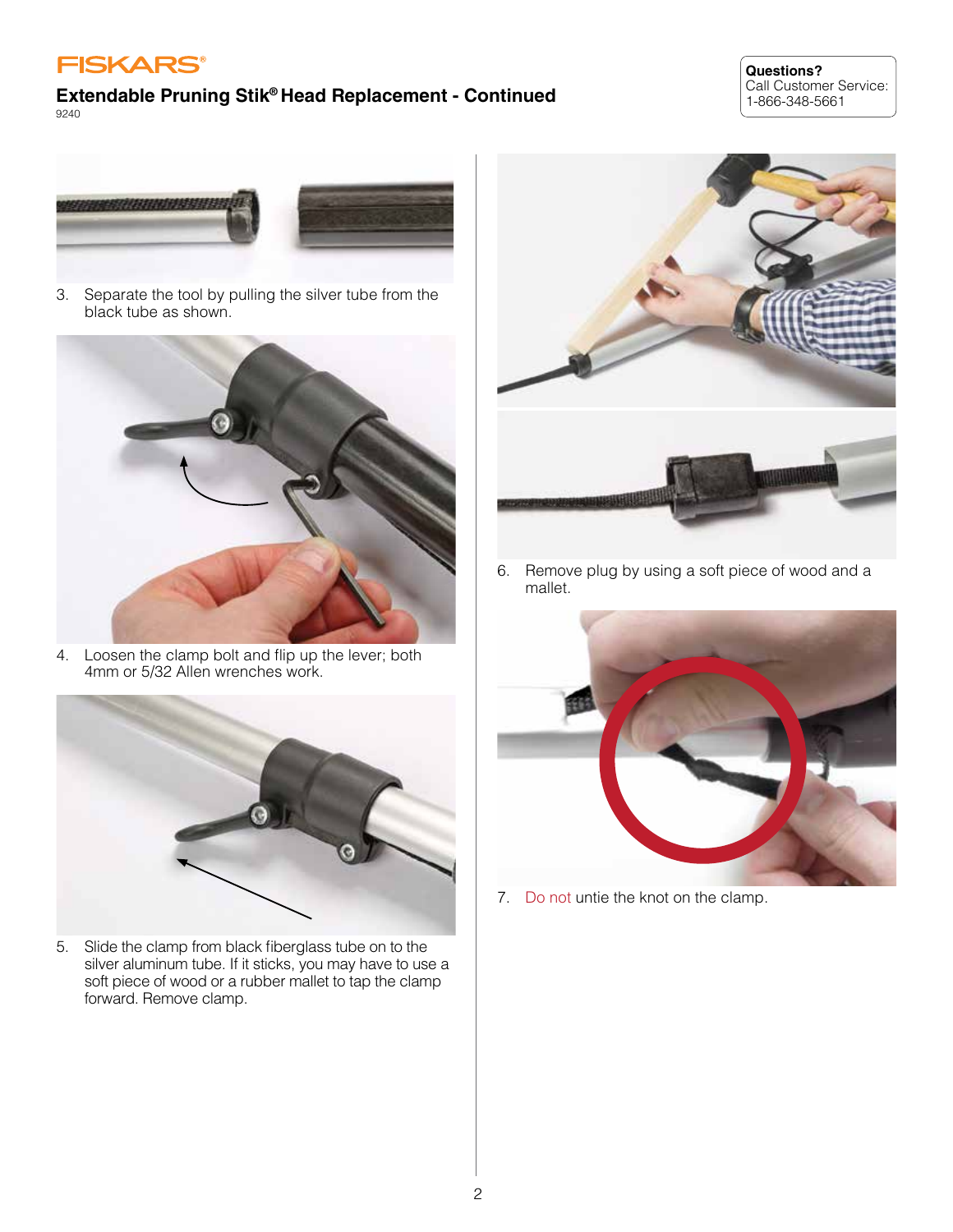FISKARS

## Extendable Pruning Stik® Head Replacement - Continued

9240

**Questions?**
Call Customer Service:
1-866-348-5661

3. Separate the tool by pulling the silver tube from the black tube as shown.

4. Loosen the clamp bolt and flip up the lever; both 4mm or 5/32 Allen wrenches work.

5. Slide the clamp from black fiberglass tube on to the silver aluminum tube. If it sticks, you may have to use a soft piece of wood or a rubber mallet to tap the clamp forward. Remove clamp.

6. Remove plug by using a soft piece of wood and a mallet.

7. Do not untie the knot on the clamp.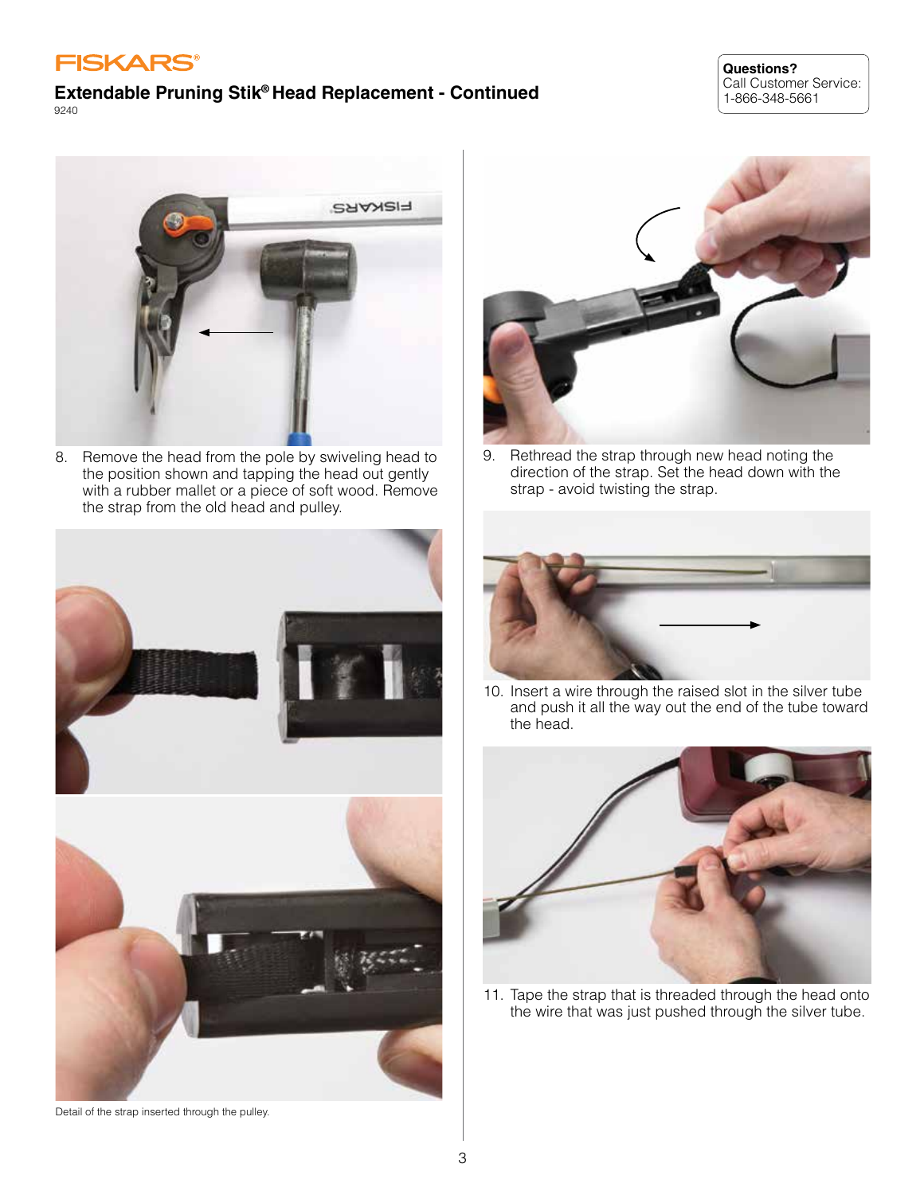## Extendable Pruning Stik® Head Replacement - Continued

9240

**Questions?**
Call Customer Service:
1-866-348-5661

8. Remove the head from the pole by swiveling head to the position shown and tapping the head out gently with a rubber mallet or a piece of soft wood. Remove the strap from the old head and pulley.

Detail of the strap inserted through the pulley.

9. Rethread the strap through new head noting the direction of the strap. Set the head down with the strap - avoid twisting the strap.

10. Insert a wire through the raised slot in the silver tube and push it all the way out the end of the tube toward the head.

11. Tape the strap that is threaded through the head onto the wire that was just pushed through the silver tube.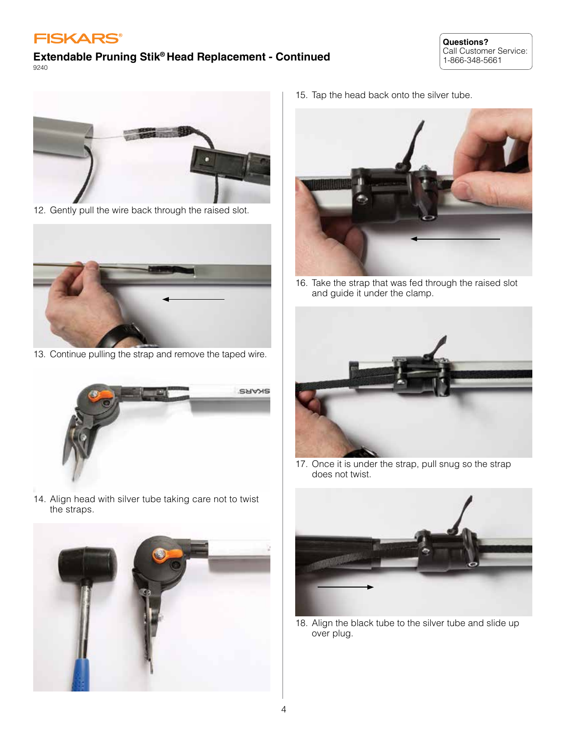# FISKARS

## Extendable Pruning Stik® Head Replacement - Continued

9240

**Questions?**
Call Customer Service:
1-866-348-5661

12. Gently pull the wire back through the raised slot.

13. Continue pulling the strap and remove the taped wire.

14. Align head with silver tube taking care not to twist the straps.

15. Tap the head back onto the silver tube.

16. Take the strap that was fed through the raised slot and guide it under the clamp.

17. Once it is under the strap, pull snug so the strap does not twist.

18. Align the black tube to the silver tube and slide up over plug.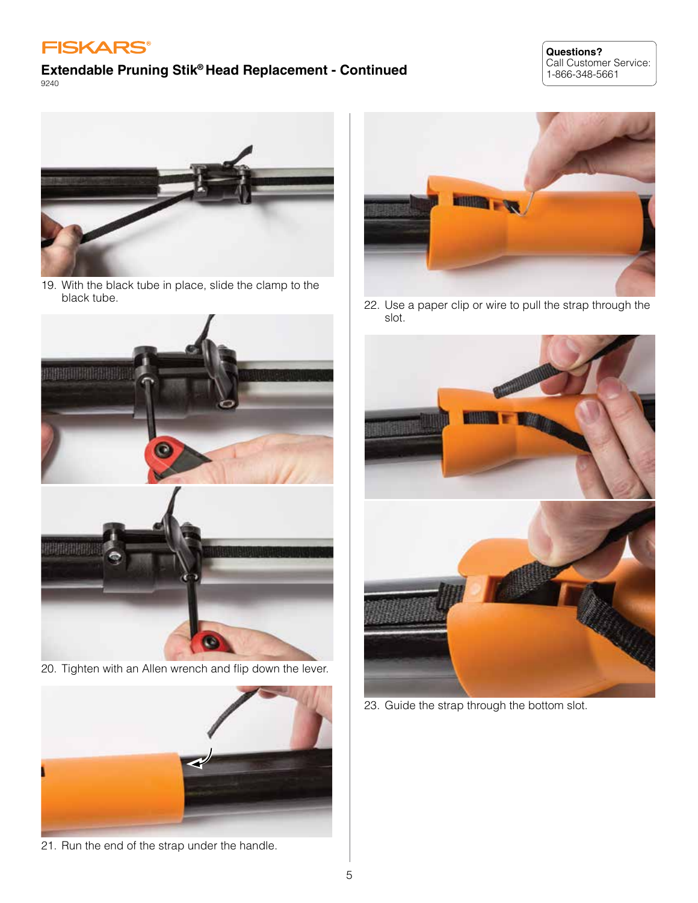# FISKARS

## Extendable Pruning Stik® Head Replacement - Continued

9240

**Questions?**
Call Customer Service:
1-866-348-5661

19. With the black tube in place, slide the clamp to the black tube.

20. Tighten with an Allen wrench and flip down the lever.

21. Run the end of the strap under the handle.

22. Use a paper clip or wire to pull the strap through the slot.

23. Guide the strap through the bottom slot.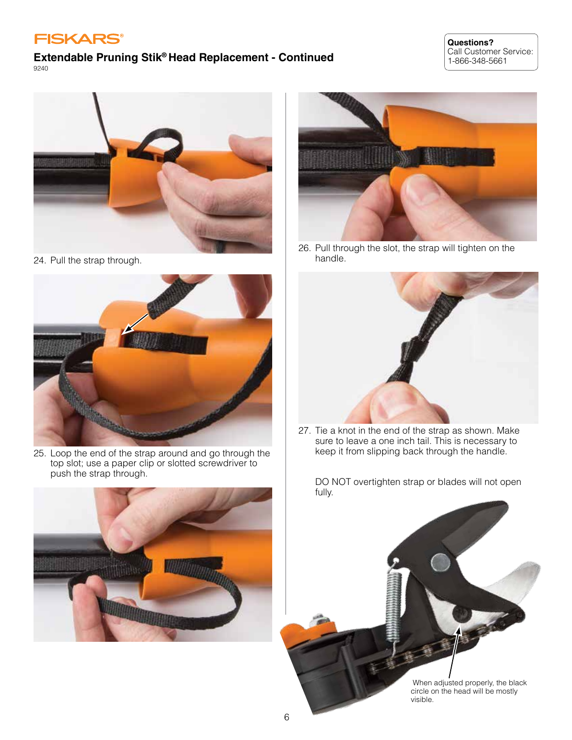## Extendable Pruning Stik® Head Replacement - Continued

9240

**Questions?**
Call Customer Service:
1-866-348-5661

24. Pull the strap through.

25. Loop the end of the strap around and go through the top slot; use a paper clip or slotted screwdriver to push the strap through.

26. Pull through the slot, the strap will tighten on the handle.

27. Tie a knot in the end of the strap as shown. Make sure to leave a one inch tail. This is necessary to keep it from slipping back through the handle.

DO NOT overtighten strap or blades will not open fully.

When adjusted properly, the black circle on the head will be mostly visible.